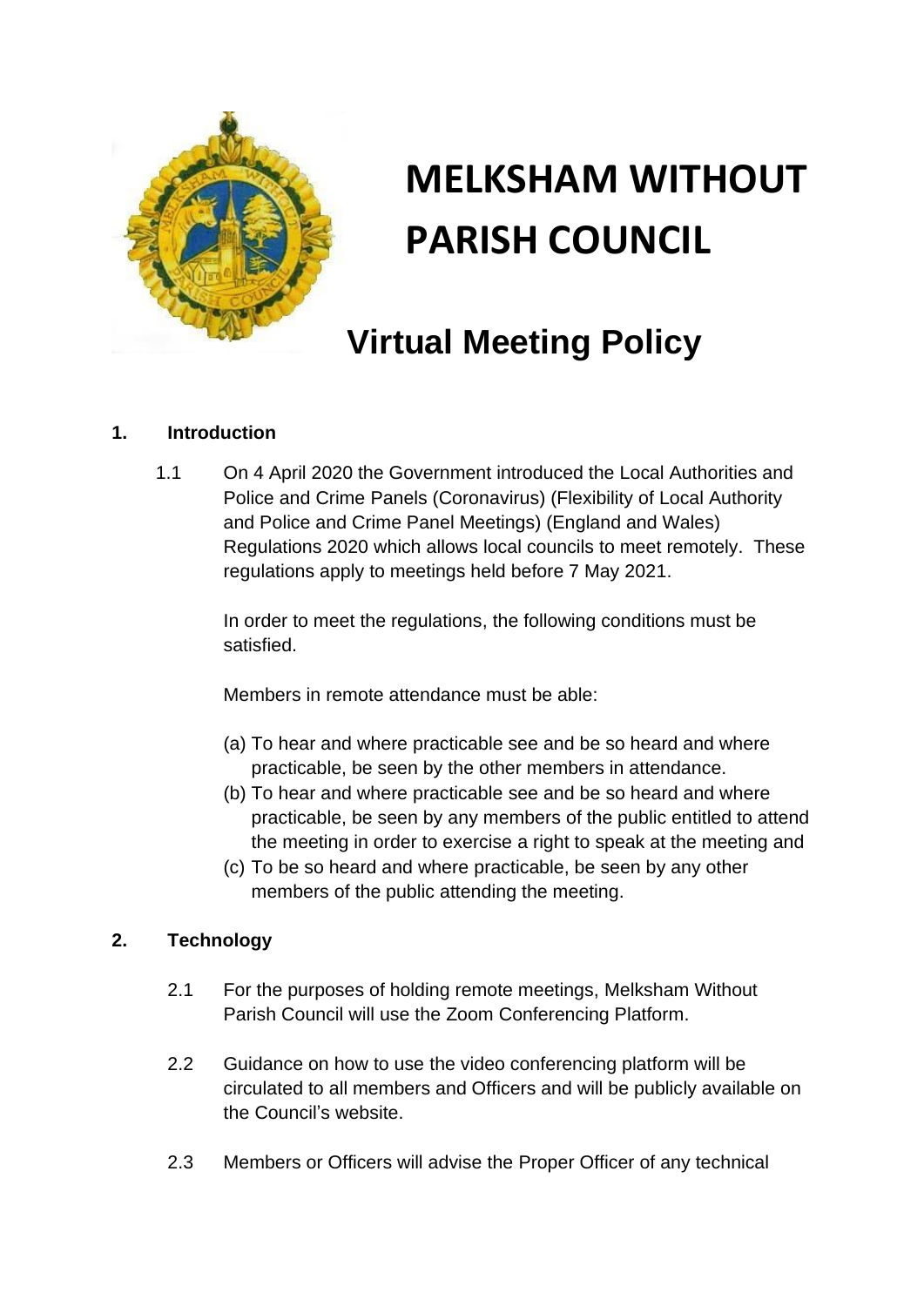# MELKSHAM WITHOUT PARISH COUNCIL

## Virtual Meeting Policy

### 1. Introduction

1.1 On 4 April 2020 the Government introduced the Local Authorities and Police and Crime Panels (Coronavirus) (Flexibility of Local Authority and Police and Crime Panel Meetings) (England and Wales) Regulations 2020 which allows local councils to meet remotely. These regulations apply to meetings held before 7 May 2021.

In order to meet the regulations, the following conditions must be satisfied.

Members in remote attendance must be able:

(a) To hear and where practicable see and be so heard and where practicable, be seen by the other members in attendance.
(b) To hear and where practicable see and be so heard and where practicable, be seen by any members of the public entitled to attend the meeting in order to exercise a right to speak at the meeting and
(c) To be so heard and where practicable, be seen by any other members of the public attending the meeting.

### 2. Technology

2.1 For the purposes of holding remote meetings, Melksham Without Parish Council will use the Zoom Conferencing Platform.

2.2 Guidance on how to use the video conferencing platform will be circulated to all members and Officers and will be publicly available on the Council's website.

2.3 Members or Officers will advise the Proper Officer of any technical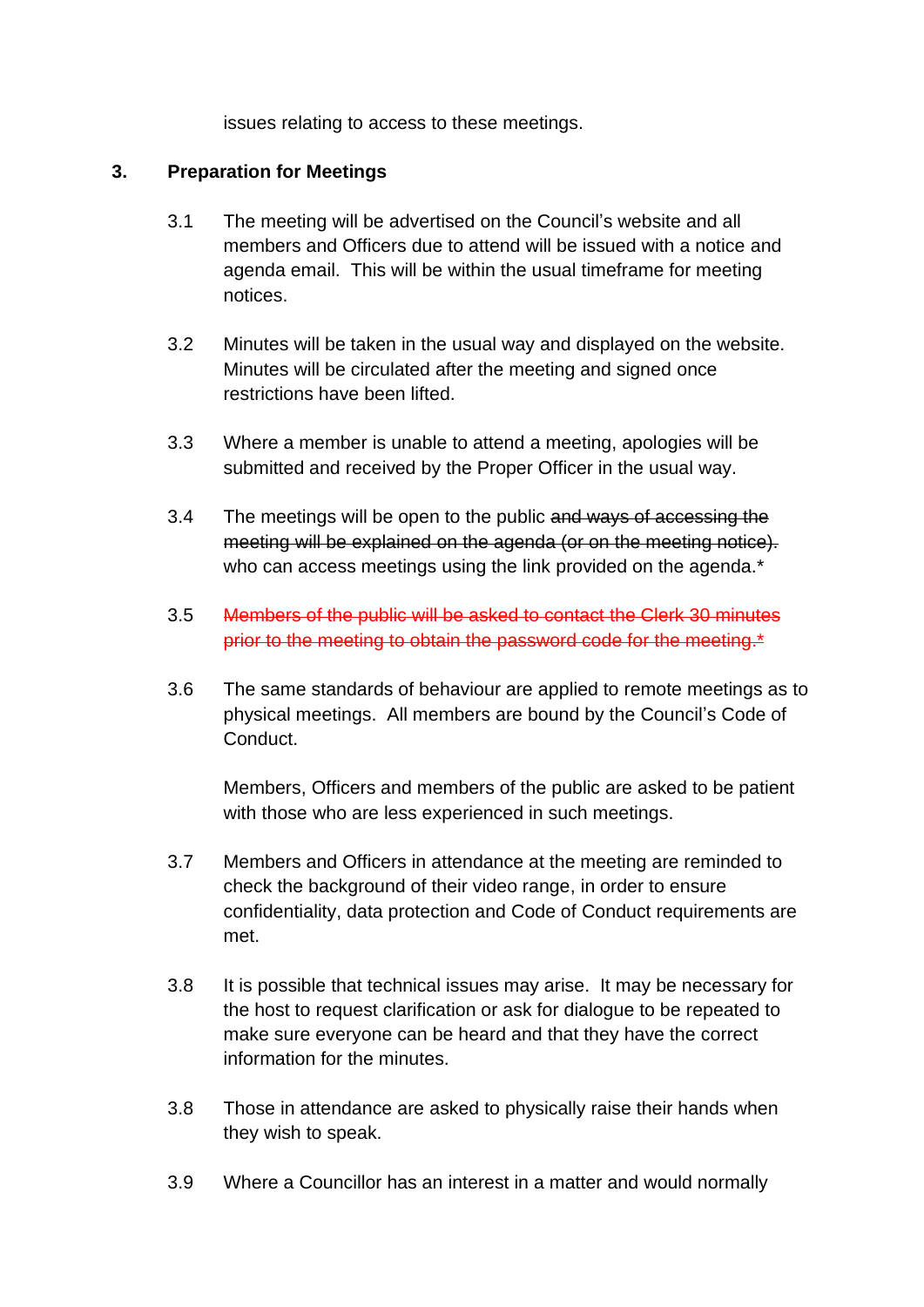issues relating to access to these meetings.

## 3. Preparation for Meetings

3.1 The meeting will be advertised on the Council's website and all members and Officers due to attend will be issued with a notice and agenda email. This will be within the usual timeframe for meeting notices.

3.2 Minutes will be taken in the usual way and displayed on the website. Minutes will be circulated after the meeting and signed once restrictions have been lifted.

3.3 Where a member is unable to attend a meeting, apologies will be submitted and received by the Proper Officer in the usual way.

3.4 The meetings will be open to the public ~~and ways of accessing the meeting will be explained on the agenda (or on the meeting notice).~~ who can access meetings using the link provided on the agenda.*

3.5 ~~Members of the public will be asked to contact the Clerk 30 minutes prior to the meeting to obtain the password code for the meeting.*~~

3.6 The same standards of behaviour are applied to remote meetings as to physical meetings. All members are bound by the Council's Code of Conduct.

Members, Officers and members of the public are asked to be patient with those who are less experienced in such meetings.

3.7 Members and Officers in attendance at the meeting are reminded to check the background of their video range, in order to ensure confidentiality, data protection and Code of Conduct requirements are met.

3.8 It is possible that technical issues may arise. It may be necessary for the host to request clarification or ask for dialogue to be repeated to make sure everyone can be heard and that they have the correct information for the minutes.

3.8 Those in attendance are asked to physically raise their hands when they wish to speak.

3.9 Where a Councillor has an interest in a matter and would normally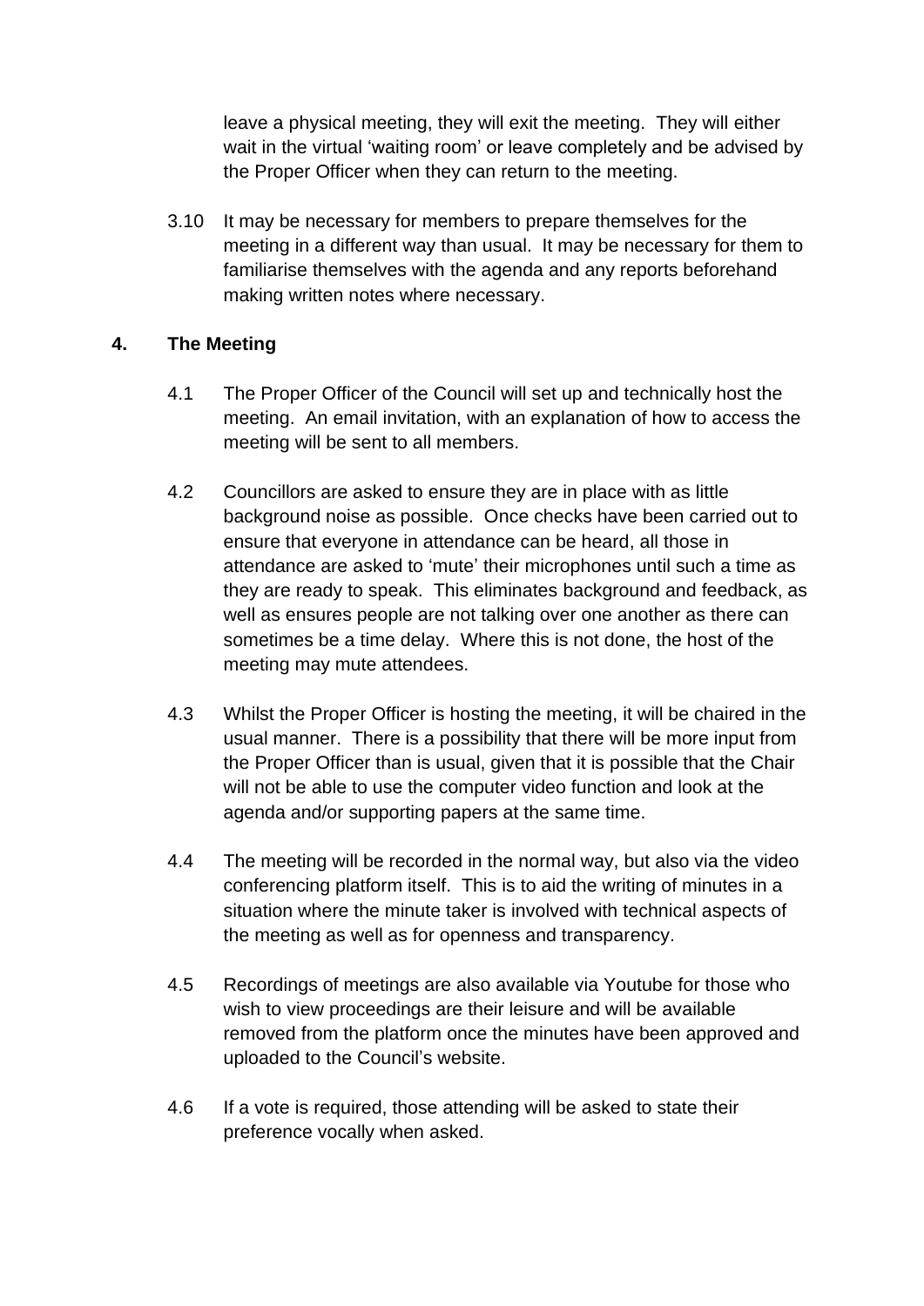leave a physical meeting, they will exit the meeting. They will either wait in the virtual 'waiting room' or leave completely and be advised by the Proper Officer when they can return to the meeting.

3.10 It may be necessary for members to prepare themselves for the meeting in a different way than usual. It may be necessary for them to familiarise themselves with the agenda and any reports beforehand making written notes where necessary.

## 4. The Meeting

4.1 The Proper Officer of the Council will set up and technically host the meeting. An email invitation, with an explanation of how to access the meeting will be sent to all members.

4.2 Councillors are asked to ensure they are in place with as little background noise as possible. Once checks have been carried out to ensure that everyone in attendance can be heard, all those in attendance are asked to 'mute' their microphones until such a time as they are ready to speak. This eliminates background and feedback, as well as ensures people are not talking over one another as there can sometimes be a time delay. Where this is not done, the host of the meeting may mute attendees.

4.3 Whilst the Proper Officer is hosting the meeting, it will be chaired in the usual manner. There is a possibility that there will be more input from the Proper Officer than is usual, given that it is possible that the Chair will not be able to use the computer video function and look at the agenda and/or supporting papers at the same time.

4.4 The meeting will be recorded in the normal way, but also via the video conferencing platform itself. This is to aid the writing of minutes in a situation where the minute taker is involved with technical aspects of the meeting as well as for openness and transparency.

4.5 Recordings of meetings are also available via Youtube for those who wish to view proceedings are their leisure and will be available removed from the platform once the minutes have been approved and uploaded to the Council's website.

4.6 If a vote is required, those attending will be asked to state their preference vocally when asked.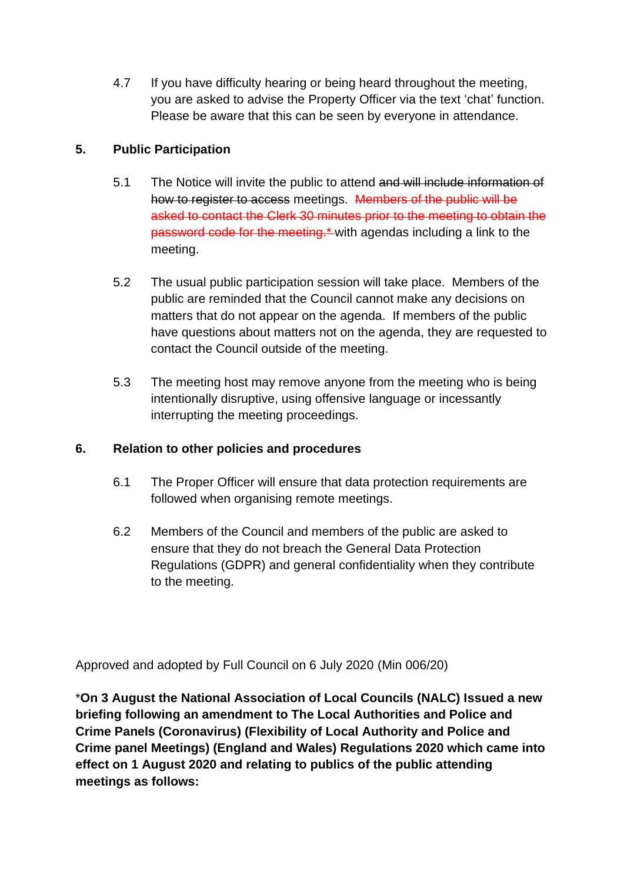4.7 If you have difficulty hearing or being heard throughout the meeting, you are asked to advise the Property Officer via the text 'chat' function. Please be aware that this can be seen by everyone in attendance.

## 5. Public Participation

5.1 The Notice will invite the public to attend ~~and will include information of how to register to access~~ meetings. ~~Members of the public will be asked to contact the Clerk 30 minutes prior to the meeting to obtain the password code for the meeting.*~~ with agendas including a link to the meeting.

5.2 The usual public participation session will take place. Members of the public are reminded that the Council cannot make any decisions on matters that do not appear on the agenda. If members of the public have questions about matters not on the agenda, they are requested to contact the Council outside of the meeting.

5.3 The meeting host may remove anyone from the meeting who is being intentionally disruptive, using offensive language or incessantly interrupting the meeting proceedings.

## 6. Relation to other policies and procedures

6.1 The Proper Officer will ensure that data protection requirements are followed when organising remote meetings.

6.2 Members of the Council and members of the public are asked to ensure that they do not breach the General Data Protection Regulations (GDPR) and general confidentiality when they contribute to the meeting.

Approved and adopted by Full Council on 6 July 2020 (Min 006/20)

*__On 3 August the National Association of Local Councils (NALC) Issued a new briefing following an amendment to The Local Authorities and Police and Crime Panels (Coronavirus) (Flexibility of Local Authority and Police and Crime panel Meetings) (England and Wales) Regulations 2020 which came into effect on 1 August 2020 and relating to publics of the public attending meetings as follows:__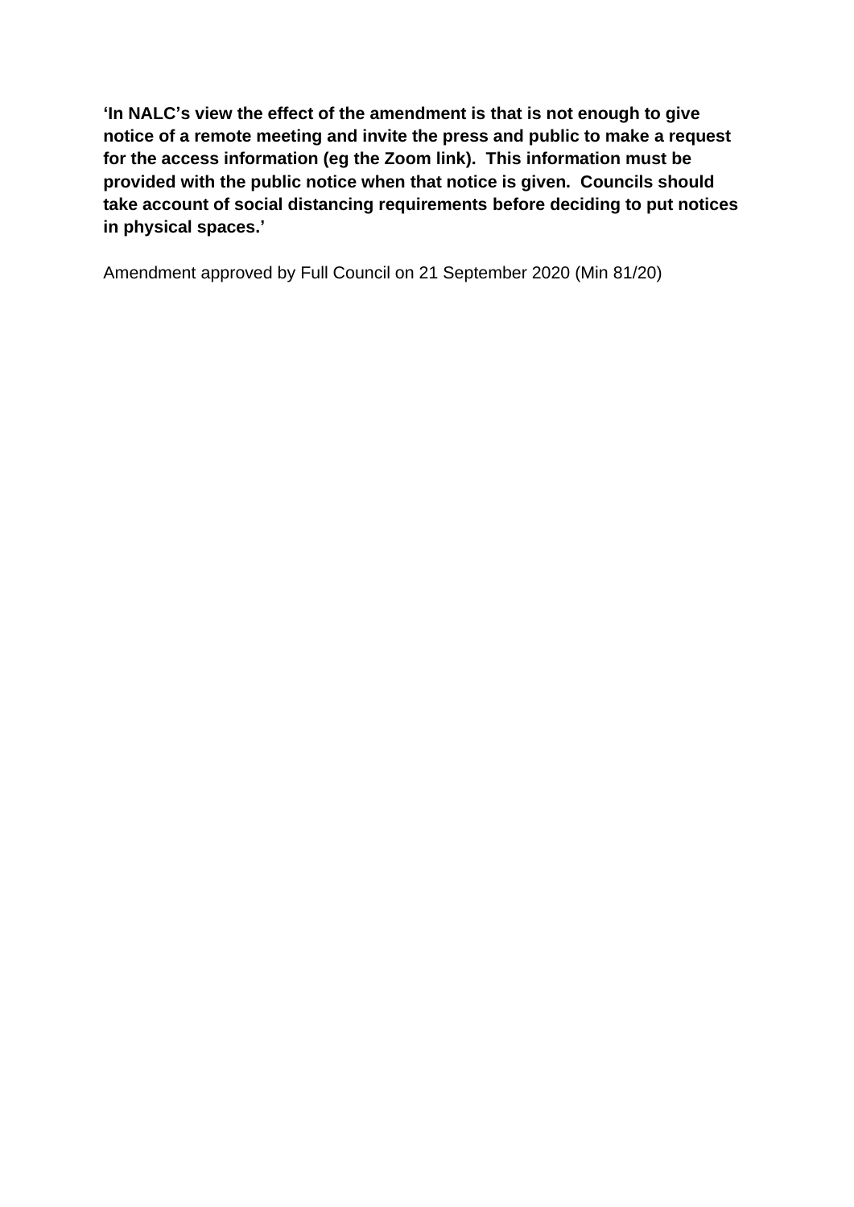**'In NALC's view the effect of the amendment is that is not enough to give notice of a remote meeting and invite the press and public to make a request for the access information (eg the Zoom link). This information must be provided with the public notice when that notice is given. Councils should take account of social distancing requirements before deciding to put notices in physical spaces.'**

Amendment approved by Full Council on 21 September 2020 (Min 81/20)